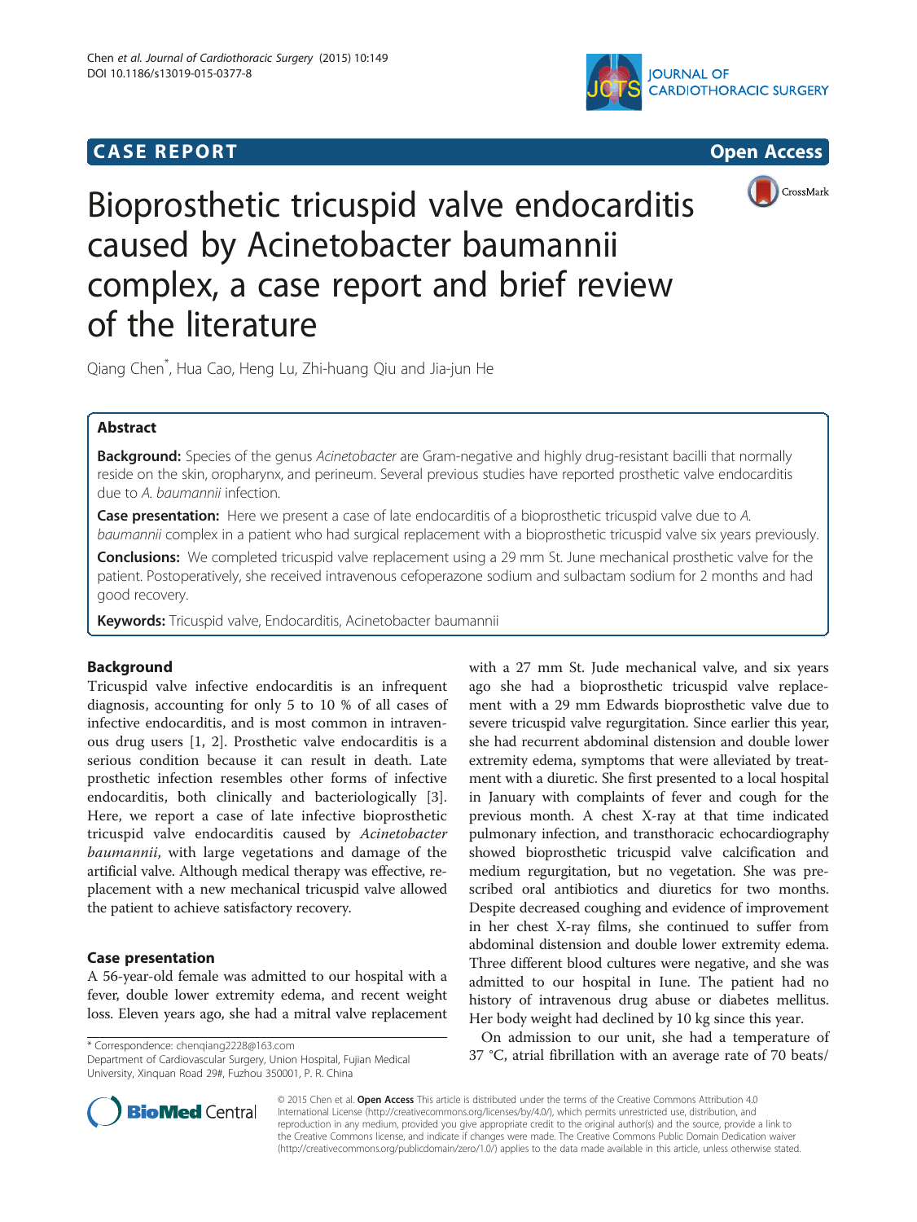CASE REPORT Open Access

# Bioprosthetic tricuspid valve endocarditis caused by Acinetobacter baumannii complex, a case report and brief review of the literature

Qiang Chen*, Hua Cao, Heng Lu, Zhi-huang Qiu and Jia-jun He

## Abstract

**Background:** Species of the genus *Acinetobacter* are Gram-negative and highly drug-resistant bacilli that normally reside on the skin, oropharynx, and perineum. Several previous studies have reported prosthetic valve endocarditis due to *A. baumannii* infection.

**Case presentation:** Here we present a case of late endocarditis of a bioprosthetic tricuspid valve due to *A. baumannii* complex in a patient who had surgical replacement with a bioprosthetic tricuspid valve six years previously.

**Conclusions:** We completed tricuspid valve replacement using a 29 mm St. June mechanical prosthetic valve for the patient. Postoperatively, she received intravenous cefoperazone sodium and sulbactam sodium for 2 months and had good recovery.

**Keywords:** Tricuspid valve, Endocarditis, Acinetobacter baumannii

## Background

Tricuspid valve infective endocarditis is an infrequent diagnosis, accounting for only 5 to 10 % of all cases of infective endocarditis, and is most common in intravenous drug users [1, 2]. Prosthetic valve endocarditis is a serious condition because it can result in death. Late prosthetic infection resembles other forms of infective endocarditis, both clinically and bacteriologically [3]. Here, we report a case of late infective bioprosthetic tricuspid valve endocarditis caused by *Acinetobacter baumannii*, with large vegetations and damage of the artificial valve. Although medical therapy was effective, replacement with a new mechanical tricuspid valve allowed the patient to achieve satisfactory recovery.

## Case presentation

A 56-year-old female was admitted to our hospital with a fever, double lower extremity edema, and recent weight loss. Eleven years ago, she had a mitral valve replacement with a 27 mm St. Jude mechanical valve, and six years ago she had a bioprosthetic tricuspid valve replacement with a 29 mm Edwards bioprosthetic valve due to severe tricuspid valve regurgitation. Since earlier this year, she had recurrent abdominal distension and double lower extremity edema, symptoms that were alleviated by treatment with a diuretic. She first presented to a local hospital in January with complaints of fever and cough for the previous month. A chest X-ray at that time indicated pulmonary infection, and transthoracic echocardiography showed bioprosthetic tricuspid valve calcification and medium regurgitation, but no vegetation. She was prescribed oral antibiotics and diuretics for two months. Despite decreased coughing and evidence of improvement in her chest X-ray films, she continued to suffer from abdominal distension and double lower extremity edema. Three different blood cultures were negative, and she was admitted to our hospital in June. The patient had no history of intravenous drug abuse or diabetes mellitus. Her body weight had declined by 10 kg since this year.

On admission to our unit, she had a temperature of 37 °C, atrial fibrillation with an average rate of 70 beats/

\* Correspondence: chenqiang2228@163.com
Department of Cardiovascular Surgery, Union Hospital, Fujian Medical University, Xinquan Road 29#, Fuzhou 350001, P. R. China

© 2015 Chen et al. **Open Access** This article is distributed under the terms of the Creative Commons Attribution 4.0 International License (http://creativecommons.org/licenses/by/4.0/), which permits unrestricted use, distribution, and reproduction in any medium, provided you give appropriate credit to the original author(s) and the source, provide a link to the Creative Commons license, and indicate if changes were made. The Creative Commons Public Domain Dedication waiver (http://creativecommons.org/publicdomain/zero/1.0/) applies to the data made available in this article, unless otherwise stated.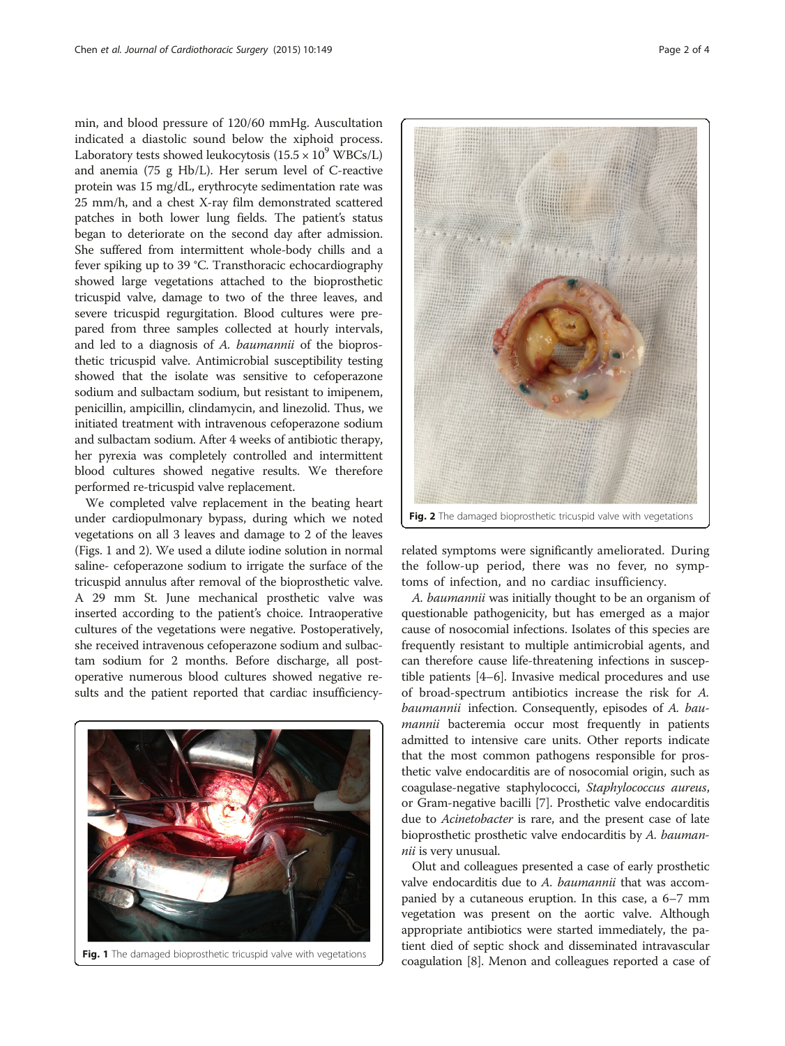min, and blood pressure of 120/60 mmHg. Auscultation indicated a diastolic sound below the xiphoid process. Laboratory tests showed leukocytosis ($15.5 \times 10^9$ WBCs/L) and anemia (75 g Hb/L). Her serum level of C-reactive protein was 15 mg/dL, erythrocyte sedimentation rate was 25 mm/h, and a chest X-ray film demonstrated scattered patches in both lower lung fields. The patient's status began to deteriorate on the second day after admission. She suffered from intermittent whole-body chills and a fever spiking up to 39 °C. Transthoracic echocardiography showed large vegetations attached to the bioprosthetic tricuspid valve, damage to two of the three leaves, and severe tricuspid regurgitation. Blood cultures were prepared from three samples collected at hourly intervals, and led to a diagnosis of *A. baumannii* of the bioprosthetic tricuspid valve. Antimicrobial susceptibility testing showed that the isolate was sensitive to cefoperazone sodium and sulbactam sodium, but resistant to imipenem, penicillin, ampicillin, clindamycin, and linezolid. Thus, we initiated treatment with intravenous cefoperazone sodium and sulbactam sodium. After 4 weeks of antibiotic therapy, her pyrexia was completely controlled and intermittent blood cultures showed negative results. We therefore performed re-tricuspid valve replacement.

We completed valve replacement in the beating heart under cardiopulmonary bypass, during which we noted vegetations on all 3 leaves and damage to 2 of the leaves (Figs. 1 and 2). We used a dilute iodine solution in normal saline- cefoperazone sodium to irrigate the surface of the tricuspid annulus after removal of the bioprosthetic valve. A 29 mm St. June mechanical prosthetic valve was inserted according to the patient's choice. Intraoperative cultures of the vegetations were negative. Postoperatively, she received intravenous cefoperazone sodium and sulbactam sodium for 2 months. Before discharge, all post-operative numerous blood cultures showed negative results and the patient reported that cardiac insufficiency-related symptoms were significantly ameliorated. During the follow-up period, there was no fever, no symptoms of infection, and no cardiac insufficiency.

**Fig. 1** The damaged bioprosthetic tricuspid valve with vegetations

**Fig. 2** The damaged bioprosthetic tricuspid valve with vegetations

*A. baumannii* was initially thought to be an organism of questionable pathogenicity, but has emerged as a major cause of nosocomial infections. Isolates of this species are frequently resistant to multiple antimicrobial agents, and can therefore cause life-threatening infections in susceptible patients [4–6]. Invasive medical procedures and use of broad-spectrum antibiotics increase the risk for *A. baumannii* infection. Consequently, episodes of *A. baumannii* bacteremia occur most frequently in patients admitted to intensive care units. Other reports indicate that the most common pathogens responsible for prosthetic valve endocarditis are of nosocomial origin, such as coagulase-negative staphylococci, *Staphylococcus aureus*, or Gram-negative bacilli [7]. Prosthetic valve endocarditis due to *Acinetobacter* is rare, and the present case of late bioprosthetic prosthetic valve endocarditis by *A. baumannii* is very unusual.

Olut and colleagues presented a case of early prosthetic valve endocarditis due to *A. baumannii* that was accompanied by a cutaneous eruption. In this case, a 6–7 mm vegetation was present on the aortic valve. Although appropriate antibiotics were started immediately, the patient died of septic shock and disseminated intravascular coagulation [8]. Menon and colleagues reported a case of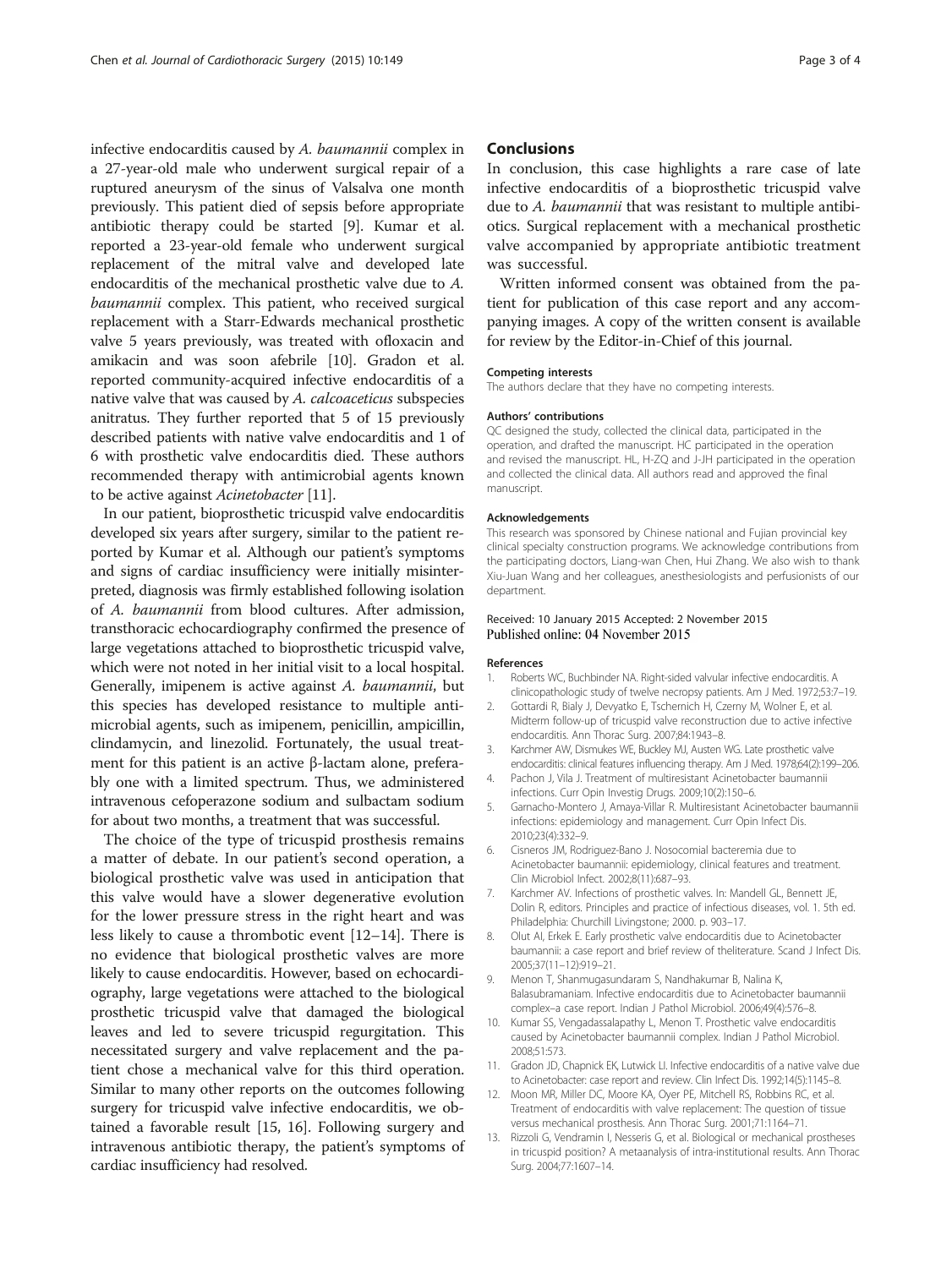infective endocarditis caused by *A. baumannii* complex in a 27-year-old male who underwent surgical repair of a ruptured aneurysm of the sinus of Valsalva one month previously. This patient died of sepsis before appropriate antibiotic therapy could be started [9]. Kumar et al. reported a 23-year-old female who underwent surgical replacement of the mitral valve and developed late endocarditis of the mechanical prosthetic valve due to *A. baumannii* complex. This patient, who received surgical replacement with a Starr-Edwards mechanical prosthetic valve 5 years previously, was treated with ofloxacin and amikacin and was soon afebrile [10]. Gradon et al. reported community-acquired infective endocarditis of a native valve that was caused by *A. calcoaceticus* subspecies anitratus. They further reported that 5 of 15 previously described patients with native valve endocarditis and 1 of 6 with prosthetic valve endocarditis died. These authors recommended therapy with antimicrobial agents known to be active against *Acinetobacter* [11].

In our patient, bioprosthetic tricuspid valve endocarditis developed six years after surgery, similar to the patient reported by Kumar et al. Although our patient's symptoms and signs of cardiac insufficiency were initially misinterpreted, diagnosis was firmly established following isolation of *A. baumannii* from blood cultures. After admission, transthoracic echocardiography confirmed the presence of large vegetations attached to bioprosthetic tricuspid valve, which were not noted in her initial visit to a local hospital. Generally, imipenem is active against *A. baumannii*, but this species has developed resistance to multiple antimicrobial agents, such as imipenem, penicillin, ampicillin, clindamycin, and linezolid. Fortunately, the usual treatment for this patient is an active β-lactam alone, preferably one with a limited spectrum. Thus, we administered intravenous cefoperazone sodium and sulbactam sodium for about two months, a treatment that was successful.

The choice of the type of tricuspid prosthesis remains a matter of debate. In our patient's second operation, a biological prosthetic valve was used in anticipation that this valve would have a slower degenerative evolution for the lower pressure stress in the right heart and was less likely to cause a thrombotic event [12–14]. There is no evidence that biological prosthetic valves are more likely to cause endocarditis. However, based on echocardiography, large vegetations were attached to the biological prosthetic tricuspid valve that damaged the biological leaves and led to severe tricuspid regurgitation. This necessitated surgery and valve replacement and the patient chose a mechanical valve for this third operation. Similar to many other reports on the outcomes following surgery for tricuspid valve infective endocarditis, we obtained a favorable result [15, 16]. Following surgery and intravenous antibiotic therapy, the patient's symptoms of cardiac insufficiency had resolved.

## Conclusions

In conclusion, this case highlights a rare case of late infective endocarditis of a bioprosthetic tricuspid valve due to *A. baumannii* that was resistant to multiple antibiotics. Surgical replacement with a mechanical prosthetic valve accompanied by appropriate antibiotic treatment was successful.

Written informed consent was obtained from the patient for publication of this case report and any accompanying images. A copy of the written consent is available for review by the Editor-in-Chief of this journal.

#### Competing interests

The authors declare that they have no competing interests.

#### Authors' contributions

QC designed the study, collected the clinical data, participated in the operation, and drafted the manuscript. HC participated in the operation and revised the manuscript. HL, H-ZQ and J-JH participated in the operation and collected the clinical data. All authors read and approved the final manuscript.

#### Acknowledgements

This research was sponsored by Chinese national and Fujian provincial key clinical specialty construction programs. We acknowledge contributions from the participating doctors, Liang-wan Chen, Hui Zhang. We also wish to thank Xiu-Juan Wang and her colleagues, anesthesiologists and perfusionists of our department.

Received: 10 January 2015 Accepted: 2 November 2015
Published online: 04 November 2015

#### References

1. Roberts WC, Buchbinder NA. Right-sided valvular infective endocarditis. A clinicopathologic study of twelve necropsy patients. Am J Med. 1972;53:7–19.
2. Gottardi R, Bialy J, Devyatko E, Tschernich H, Czerny M, Wolner E, et al. Midterm follow-up of tricuspid valve reconstruction due to active infective endocarditis. Ann Thorac Surg. 2007;84:1943–8.
3. Karchmer AW, Dismukes WE, Buckley MJ, Austen WG. Late prosthetic valve endocarditis: clinical features influencing therapy. Am J Med. 1978;64(2):199–206.
4. Pachon J, Vila J. Treatment of multiresistant Acinetobacter baumannii infections. Curr Opin Investig Drugs. 2009;10(2):150–6.
5. Garnacho-Montero J, Amaya-Villar R. Multiresistant Acinetobacter baumannii infections: epidemiology and management. Curr Opin Infect Dis. 2010;23(4):332–9.
6. Cisneros JM, Rodriguez-Bano J. Nosocomial bacteremia due to Acinetobacter baumannii: epidemiology, clinical features and treatment. Clin Microbiol Infect. 2002;8(11):687–93.
7. Karchmer AV. Infections of prosthetic valves. In: Mandell GL, Bennett JE, Dolin R, editors. Principles and practice of infectious diseases, vol. 1. 5th ed. Philadelphia: Churchill Livingstone; 2000. p. 903–17.
8. Olut AI, Erkek E. Early prosthetic valve endocarditis due to Acinetobacter baumannii: a case report and brief review of theliterature. Scand J Infect Dis. 2005;37(11–12):919–21.
9. Menon T, Shanmugasundaram S, Nandhakumar B, Nalina K, Balasubramaniam. Infective endocarditis due to Acinetobacter baumannii complex–a case report. Indian J Pathol Microbiol. 2006;49(4):576–8.
10. Kumar SS, Vengadassalapathy L, Menon T. Prosthetic valve endocarditis caused by Acinetobacter baumannii complex. Indian J Pathol Microbiol. 2008;51:573.
11. Gradon JD, Chapnick EK, Lutwick LI. Infective endocarditis of a native valve due to Acinetobacter: case report and review. Clin Infect Dis. 1992;14(5):1145–8.
12. Moon MR, Miller DC, Moore KA, Oyer PE, Mitchell RS, Robbins RC, et al. Treatment of endocarditis with valve replacement: The question of tissue versus mechanical prosthesis. Ann Thorac Surg. 2001;71:1164–71.
13. Rizzoli G, Vendramin I, Nesseris G, et al. Biological or mechanical prostheses in tricuspid position? A metaanalysis of intra-institutional results. Ann Thorac Surg. 2004;77:1607–14.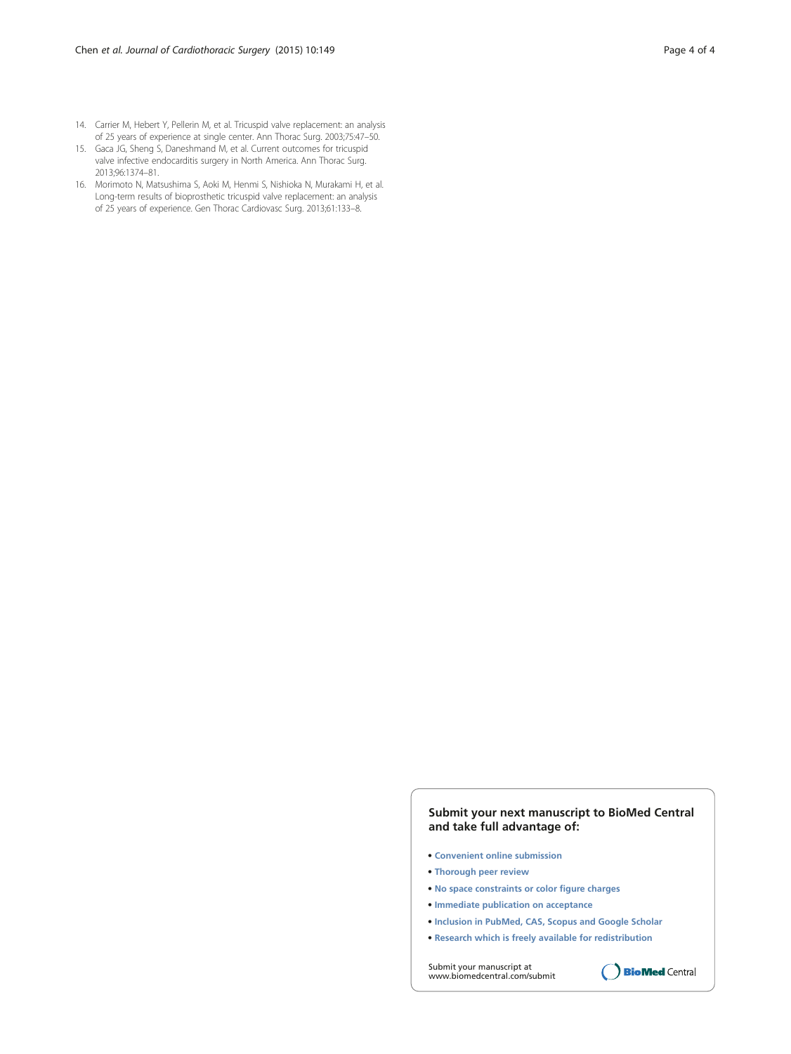14. Carrier M, Hebert Y, Pellerin M, et al. Tricuspid valve replacement: an analysis of 25 years of experience at single center. Ann Thorac Surg. 2003;75:47–50.
15. Gaca JG, Sheng S, Daneshmand M, et al. Current outcomes for tricuspid valve infective endocarditis surgery in North America. Ann Thorac Surg. 2013;96:1374–81.
16. Morimoto N, Matsushima S, Aoki M, Henmi S, Nishioka N, Murakami H, et al. Long-term results of bioprosthetic tricuspid valve replacement: an analysis of 25 years of experience. Gen Thorac Cardiovasc Surg. 2013;61:133–8.

**Submit your next manuscript to BioMed Central and take full advantage of:**

- **Convenient online submission**
- **Thorough peer review**
- **No space constraints or color figure charges**
- **Immediate publication on acceptance**
- **Inclusion in PubMed, CAS, Scopus and Google Scholar**
- **Research which is freely available for redistribution**

Submit your manuscript at
www.biomedcentral.com/submit

BioMed Central